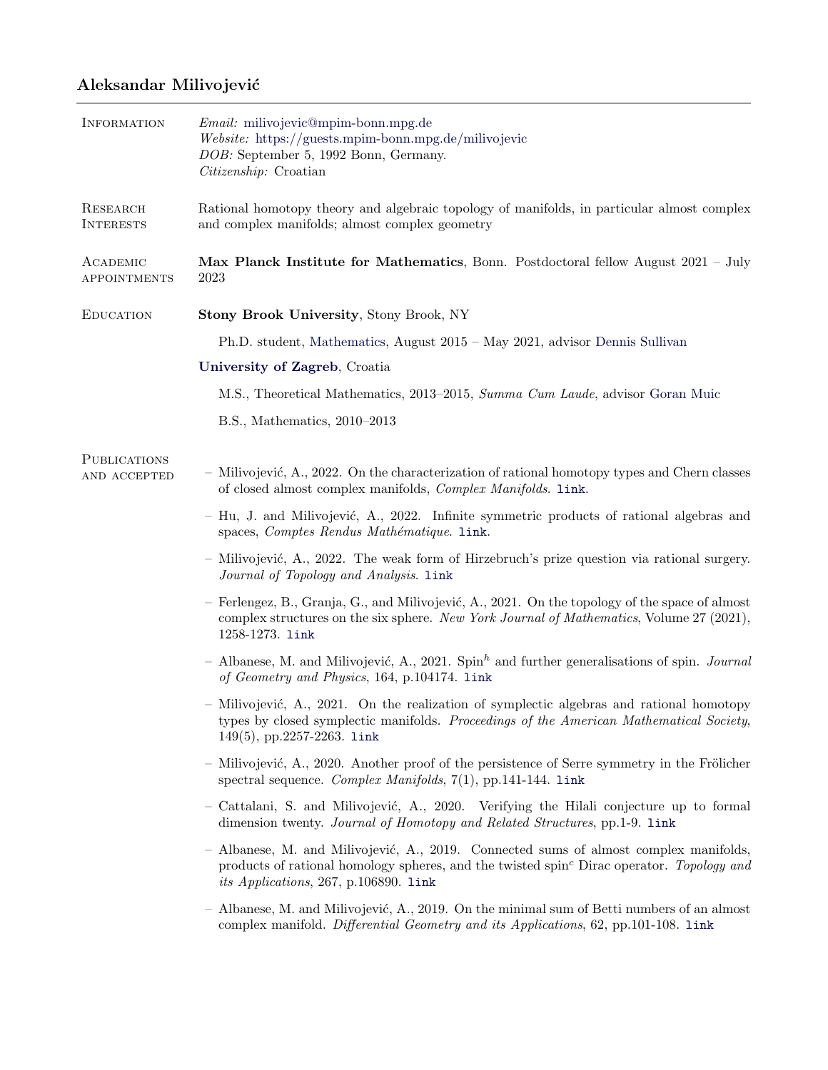# Aleksandar Milivojević

## Information

*Email:* milivojevic@mpim-bonn.mpg.de
*Website:* https://guests.mpim-bonn.mpg.de/milivojevic
*DOB:* September 5, 1992 Bonn, Germany.
*Citizenship:* Croatian

## Research Interests

Rational homotopy theory and algebraic topology of manifolds, in particular almost complex and complex manifolds; almost complex geometry

## Academic appointments

**Max Planck Institute for Mathematics**, Bonn. Postdoctoral fellow August 2021 – July 2023

## Education

**Stony Brook University**, Stony Brook, NY

Ph.D. student, Mathematics, August 2015 – May 2021, advisor Dennis Sullivan

**University of Zagreb**, Croatia

M.S., Theoretical Mathematics, 2013–2015, *Summa Cum Laude*, advisor Goran Muic

B.S., Mathematics, 2010–2013

## Publications and accepted

- Milivojević, A., 2022. On the characterization of rational homotopy types and Chern classes of closed almost complex manifolds, *Complex Manifolds*. link.
- Hu, J. and Milivojević, A., 2022. Infinite symmetric products of rational algebras and spaces, *Comptes Rendus Mathématique*. link.
- Milivojević, A., 2022. The weak form of Hirzebruch's prize question via rational surgery. *Journal of Topology and Analysis*. link
- Ferlengez, B., Granja, G., and Milivojević, A., 2021. On the topology of the space of almost complex structures on the six sphere. *New York Journal of Mathematics*, Volume 27 (2021), 1258-1273. link
- Albanese, M. and Milivojević, A., 2021. Spin$^h$ and further generalisations of spin. *Journal of Geometry and Physics*, 164, p.104174. link
- Milivojević, A., 2021. On the realization of symplectic algebras and rational homotopy types by closed symplectic manifolds. *Proceedings of the American Mathematical Society*, 149(5), pp.2257-2263. link
- Milivojević, A., 2020. Another proof of the persistence of Serre symmetry in the Frölicher spectral sequence. *Complex Manifolds*, 7(1), pp.141-144. link
- Cattalani, S. and Milivojević, A., 2020. Verifying the Hilali conjecture up to formal dimension twenty. *Journal of Homotopy and Related Structures*, pp.1-9. link
- Albanese, M. and Milivojević, A., 2019. Connected sums of almost complex manifolds, products of rational homology spheres, and the twisted spin$^c$ Dirac operator. *Topology and its Applications*, 267, p.106890. link
- Albanese, M. and Milivojević, A., 2019. On the minimal sum of Betti numbers of an almost complex manifold. *Differential Geometry and its Applications*, 62, pp.101-108. link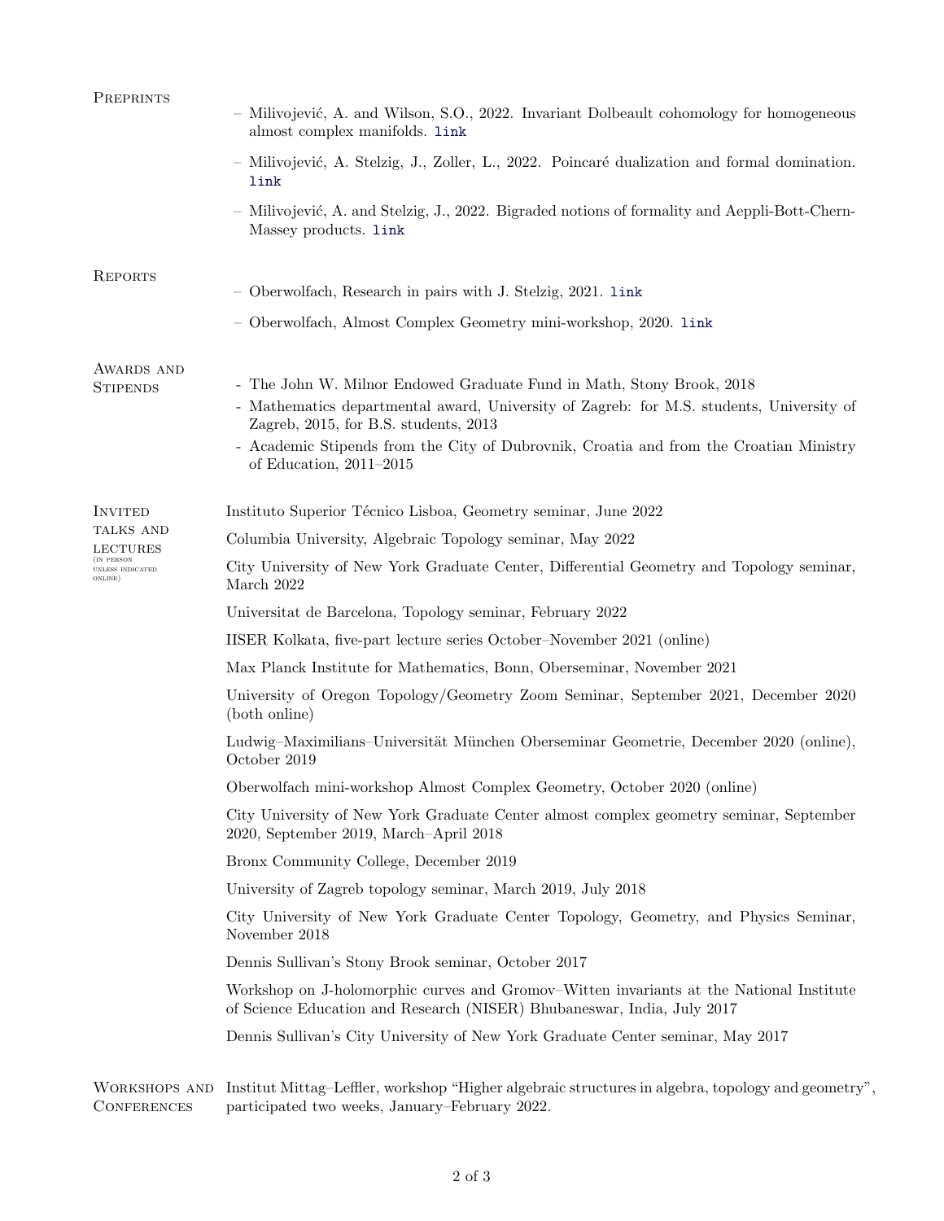## Preprints

- Milivojević, A. and Wilson, S.O., 2022. Invariant Dolbeault cohomology for homogeneous almost complex manifolds. link
- Milivojević, A. Stelzig, J., Zoller, L., 2022. Poincaré dualization and formal domination. link
- Milivojević, A. and Stelzig, J., 2022. Bigraded notions of formality and Aeppli-Bott-Chern-Massey products. link

## Reports

- Oberwolfach, Research in pairs with J. Stelzig, 2021. link
- Oberwolfach, Almost Complex Geometry mini-workshop, 2020. link

## Awards and Stipends

- The John W. Milnor Endowed Graduate Fund in Math, Stony Brook, 2018
- Mathematics departmental award, University of Zagreb: for M.S. students, University of Zagreb, 2015, for B.S. students, 2013
- Academic Stipends from the City of Dubrovnik, Croatia and from the Croatian Ministry of Education, 2011–2015

## Invited talks and lectures (in person unless indicated online)

Instituto Superior Técnico Lisboa, Geometry seminar, June 2022

Columbia University, Algebraic Topology seminar, May 2022

City University of New York Graduate Center, Differential Geometry and Topology seminar, March 2022

Universitat de Barcelona, Topology seminar, February 2022

IISER Kolkata, five-part lecture series October–November 2021 (online)

Max Planck Institute for Mathematics, Bonn, Oberseminar, November 2021

University of Oregon Topology/Geometry Zoom Seminar, September 2021, December 2020 (both online)

Ludwig–Maximilians–Universität München Oberseminar Geometrie, December 2020 (online), October 2019

Oberwolfach mini-workshop Almost Complex Geometry, October 2020 (online)

City University of New York Graduate Center almost complex geometry seminar, September 2020, September 2019, March–April 2018

Bronx Community College, December 2019

University of Zagreb topology seminar, March 2019, July 2018

City University of New York Graduate Center Topology, Geometry, and Physics Seminar, November 2018

Dennis Sullivan's Stony Brook seminar, October 2017

Workshop on J-holomorphic curves and Gromov–Witten invariants at the National Institute of Science Education and Research (NISER) Bhubaneswar, India, July 2017

Dennis Sullivan's City University of New York Graduate Center seminar, May 2017

## Workshops and Conferences

Institut Mittag–Leffler, workshop "Higher algebraic structures in algebra, topology and geometry", participated two weeks, January–February 2022.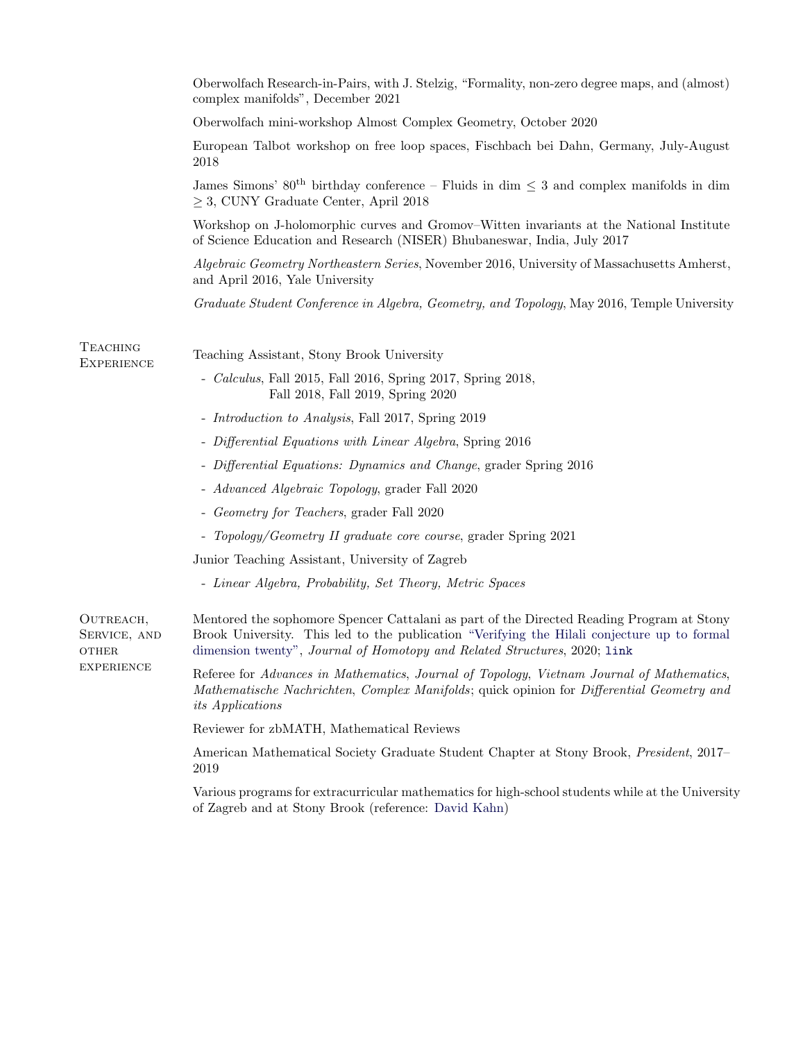Oberwolfach Research-in-Pairs, with J. Stelzig, “Formality, non-zero degree maps, and (almost) complex manifolds”, December 2021

Oberwolfach mini-workshop Almost Complex Geometry, October 2020

European Talbot workshop on free loop spaces, Fischbach bei Dahn, Germany, July-August 2018

James Simons’ 80$^{\text{th}}$ birthday conference – Fluids in dim $\leq 3$ and complex manifolds in dim $\geq 3$, CUNY Graduate Center, April 2018

Workshop on J-holomorphic curves and Gromov–Witten invariants at the National Institute of Science Education and Research (NISER) Bhubaneswar, India, July 2017

*Algebraic Geometry Northeastern Series*, November 2016, University of Massachusetts Amherst, and April 2016, Yale University

*Graduate Student Conference in Algebra, Geometry, and Topology*, May 2016, Temple University

## Teaching Experience

Teaching Assistant, Stony Brook University

- *Calculus*, Fall 2015, Fall 2016, Spring 2017, Spring 2018, Fall 2018, Fall 2019, Spring 2020
- *Introduction to Analysis*, Fall 2017, Spring 2019
- *Differential Equations with Linear Algebra*, Spring 2016
- *Differential Equations: Dynamics and Change*, grader Spring 2016
- *Advanced Algebraic Topology*, grader Fall 2020
- *Geometry for Teachers*, grader Fall 2020
- *Topology/Geometry II graduate core course*, grader Spring 2021

Junior Teaching Assistant, University of Zagreb

- *Linear Algebra, Probability, Set Theory, Metric Spaces*

## Outreach, Service, and other experience

Mentored the sophomore Spencer Cattalani as part of the Directed Reading Program at Stony Brook University. This led to the publication “Verifying the Hilali conjecture up to formal dimension twenty”, *Journal of Homotopy and Related Structures*, 2020; `link`

Referee for *Advances in Mathematics*, *Journal of Topology*, *Vietnam Journal of Mathematics*, *Mathematische Nachrichten*, *Complex Manifolds*; quick opinion for *Differential Geometry and its Applications*

Reviewer for zbMATH, Mathematical Reviews

American Mathematical Society Graduate Student Chapter at Stony Brook, *President*, 2017–2019

Various programs for extracurricular mathematics for high-school students while at the University of Zagreb and at Stony Brook (reference: David Kahn)